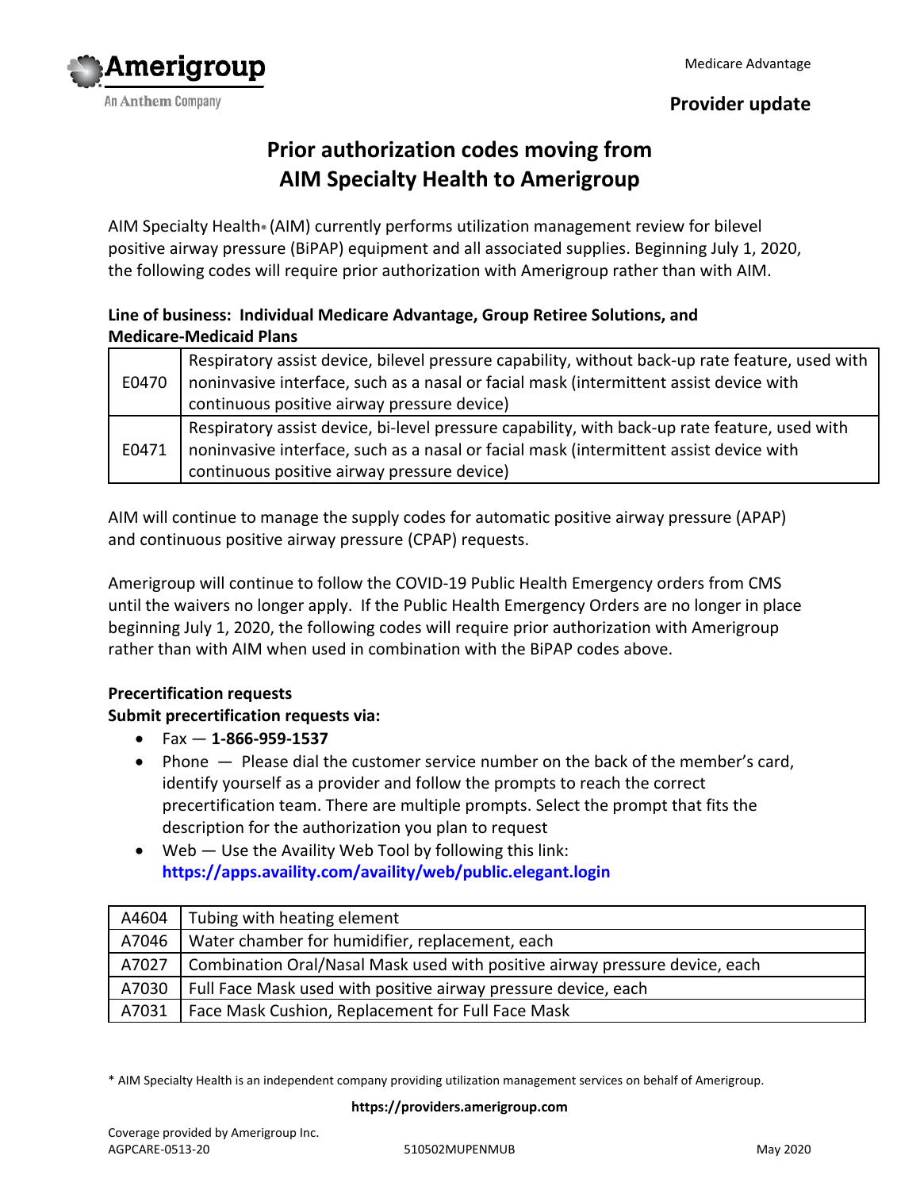Medicare Advantage

**Provider update**

# Prior authorization codes moving from AIM Specialty Health to Amerigroup

AIM Specialty Health* (AIM) currently performs utilization management review for bilevel positive airway pressure (BiPAP) equipment and all associated supplies. Beginning July 1, 2020, the following codes will require prior authorization with Amerigroup rather than with AIM.

**Line of business: Individual Medicare Advantage, Group Retiree Solutions, and Medicare-Medicaid Plans**

| | |
|---|---|
| E0470 | Respiratory assist device, bilevel pressure capability, without back-up rate feature, used with noninvasive interface, such as a nasal or facial mask (intermittent assist device with continuous positive airway pressure device) |
| E0471 | Respiratory assist device, bi-level pressure capability, with back-up rate feature, used with noninvasive interface, such as a nasal or facial mask (intermittent assist device with continuous positive airway pressure device) |

AIM will continue to manage the supply codes for automatic positive airway pressure (APAP) and continuous positive airway pressure (CPAP) requests.

Amerigroup will continue to follow the COVID-19 Public Health Emergency orders from CMS until the waivers no longer apply. If the Public Health Emergency Orders are no longer in place beginning July 1, 2020, the following codes will require prior authorization with Amerigroup rather than with AIM when used in combination with the BiPAP codes above.

**Precertification requests**
**Submit precertification requests via:**

- Fax — **1-866-959-1537**
- Phone — Please dial the customer service number on the back of the member's card, identify yourself as a provider and follow the prompts to reach the correct precertification team. There are multiple prompts. Select the prompt that fits the description for the authorization you plan to request
- Web — Use the Availity Web Tool by following this link: **https://apps.availity.com/availity/web/public.elegant.login**

| | |
|---|---|
| A4604 | Tubing with heating element |
| A7046 | Water chamber for humidifier, replacement, each |
| A7027 | Combination Oral/Nasal Mask used with positive airway pressure device, each |
| A7030 | Full Face Mask used with positive airway pressure device, each |
| A7031 | Face Mask Cushion, Replacement for Full Face Mask |

* AIM Specialty Health is an independent company providing utilization management services on behalf of Amerigroup.

**https://providers.amerigroup.com**

Coverage provided by Amerigroup Inc.
AGPCARE-0513-20 510502MUPENMUB May 2020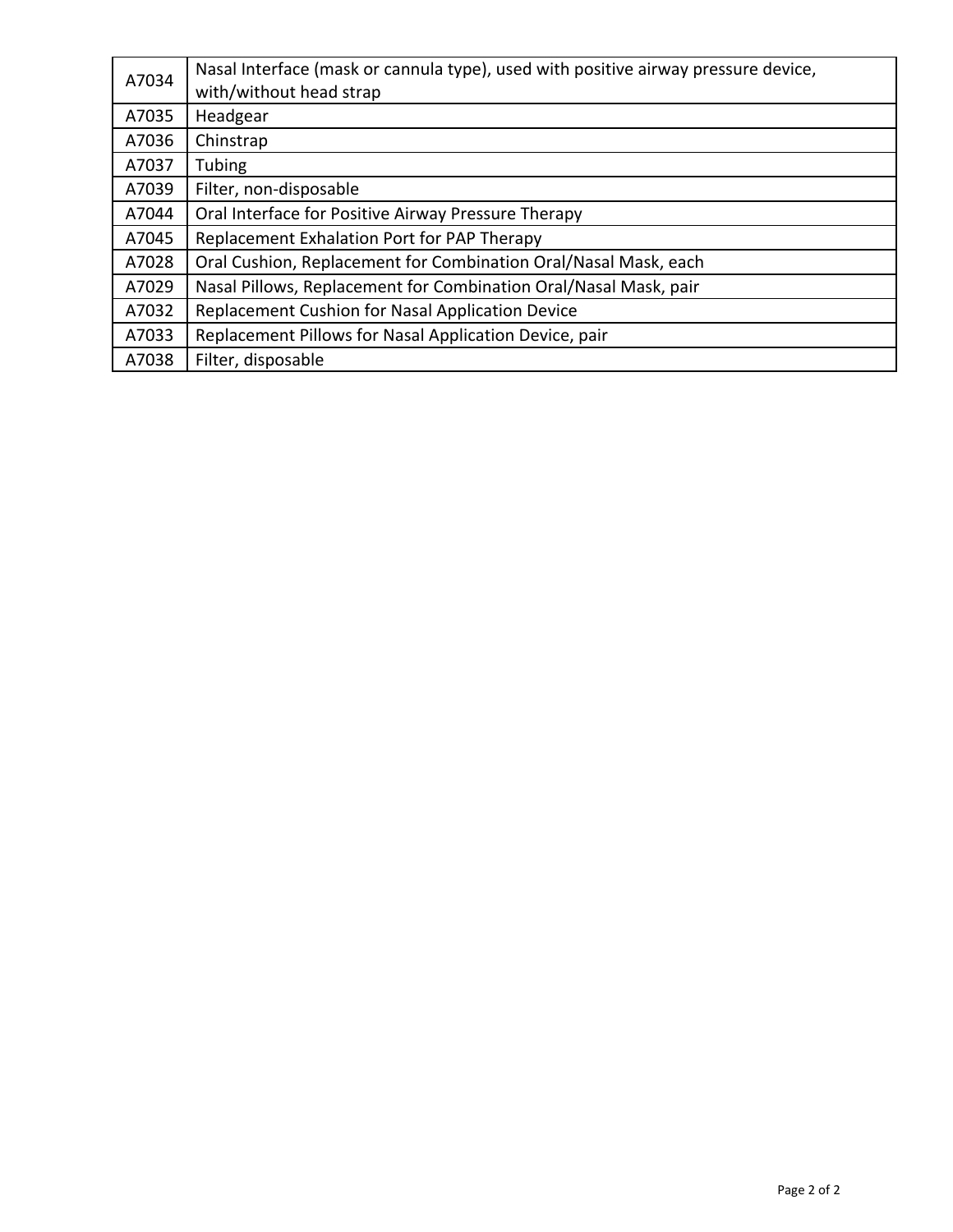| | |
|---|---|
| A7034 | Nasal Interface (mask or cannula type), used with positive airway pressure device, with/without head strap |
| A7035 | Headgear |
| A7036 | Chinstrap |
| A7037 | Tubing |
| A7039 | Filter, non-disposable |
| A7044 | Oral Interface for Positive Airway Pressure Therapy |
| A7045 | Replacement Exhalation Port for PAP Therapy |
| A7028 | Oral Cushion, Replacement for Combination Oral/Nasal Mask, each |
| A7029 | Nasal Pillows, Replacement for Combination Oral/Nasal Mask, pair |
| A7032 | Replacement Cushion for Nasal Application Device |
| A7033 | Replacement Pillows for Nasal Application Device, pair |
| A7038 | Filter, disposable |